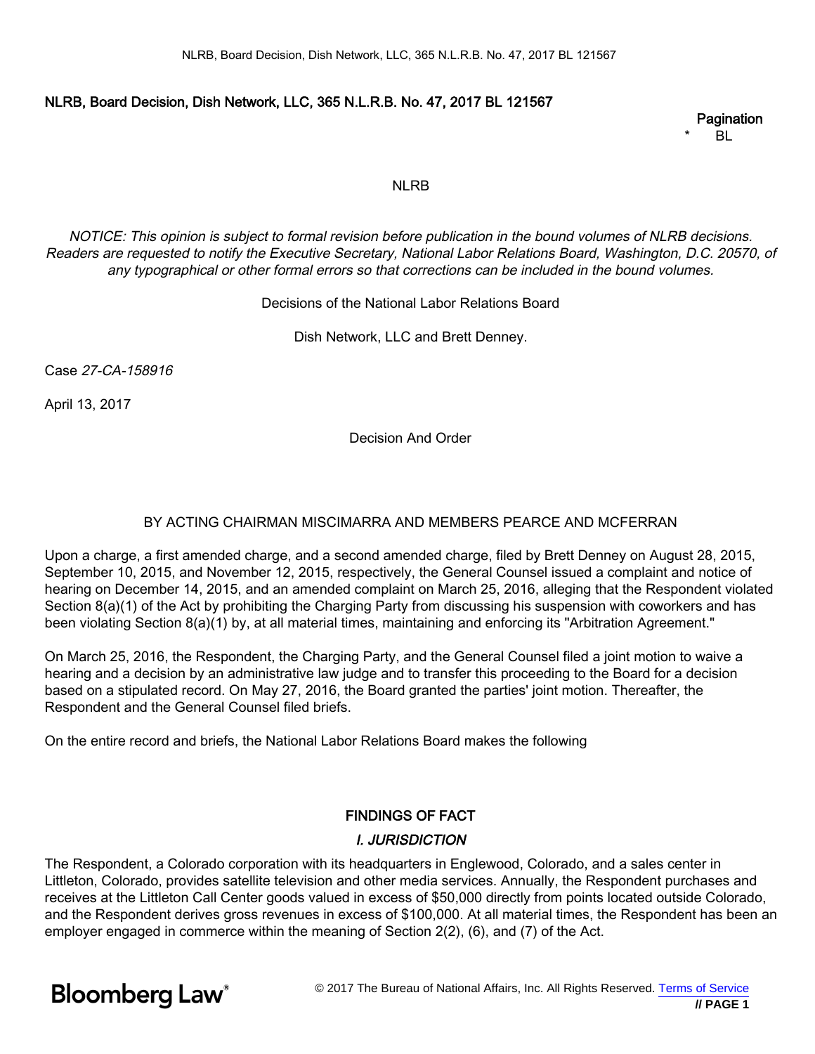# NLRB, Board Decision, Dish Network, LLC, 365 N.L.R.B. No. 47, 2017 BL 121567

Pagination
* BL

NLRB

*NOTICE: This opinion is subject to formal revision before publication in the bound volumes of NLRB decisions. Readers are requested to notify the Executive Secretary, National Labor Relations Board, Washington, D.C. 20570, of any typographical or other formal errors so that corrections can be included in the bound volumes.*

Decisions of the National Labor Relations Board

Dish Network, LLC and Brett Denney.

Case *27-CA-158916*

April 13, 2017

Decision And Order

BY ACTING CHAIRMAN MISCIMARRA AND MEMBERS PEARCE AND MCFERRAN

Upon a charge, a first amended charge, and a second amended charge, filed by Brett Denney on August 28, 2015, September 10, 2015, and November 12, 2015, respectively, the General Counsel issued a complaint and notice of hearing on December 14, 2015, and an amended complaint on March 25, 2016, alleging that the Respondent violated Section 8(a)(1) of the Act by prohibiting the Charging Party from discussing his suspension with coworkers and has been violating Section 8(a)(1) by, at all material times, maintaining and enforcing its "Arbitration Agreement."

On March 25, 2016, the Respondent, the Charging Party, and the General Counsel filed a joint motion to waive a hearing and a decision by an administrative law judge and to transfer this proceeding to the Board for a decision based on a stipulated record. On May 27, 2016, the Board granted the parties' joint motion. Thereafter, the Respondent and the General Counsel filed briefs.

On the entire record and briefs, the National Labor Relations Board makes the following

## FINDINGS OF FACT

### *I. JURISDICTION*

The Respondent, a Colorado corporation with its headquarters in Englewood, Colorado, and a sales center in Littleton, Colorado, provides satellite television and other media services. Annually, the Respondent purchases and receives at the Littleton Call Center goods valued in excess of $50,000 directly from points located outside Colorado, and the Respondent derives gross revenues in excess of $100,000. At all material times, the Respondent has been an employer engaged in commerce within the meaning of Section 2(2), (6), and (7) of the Act.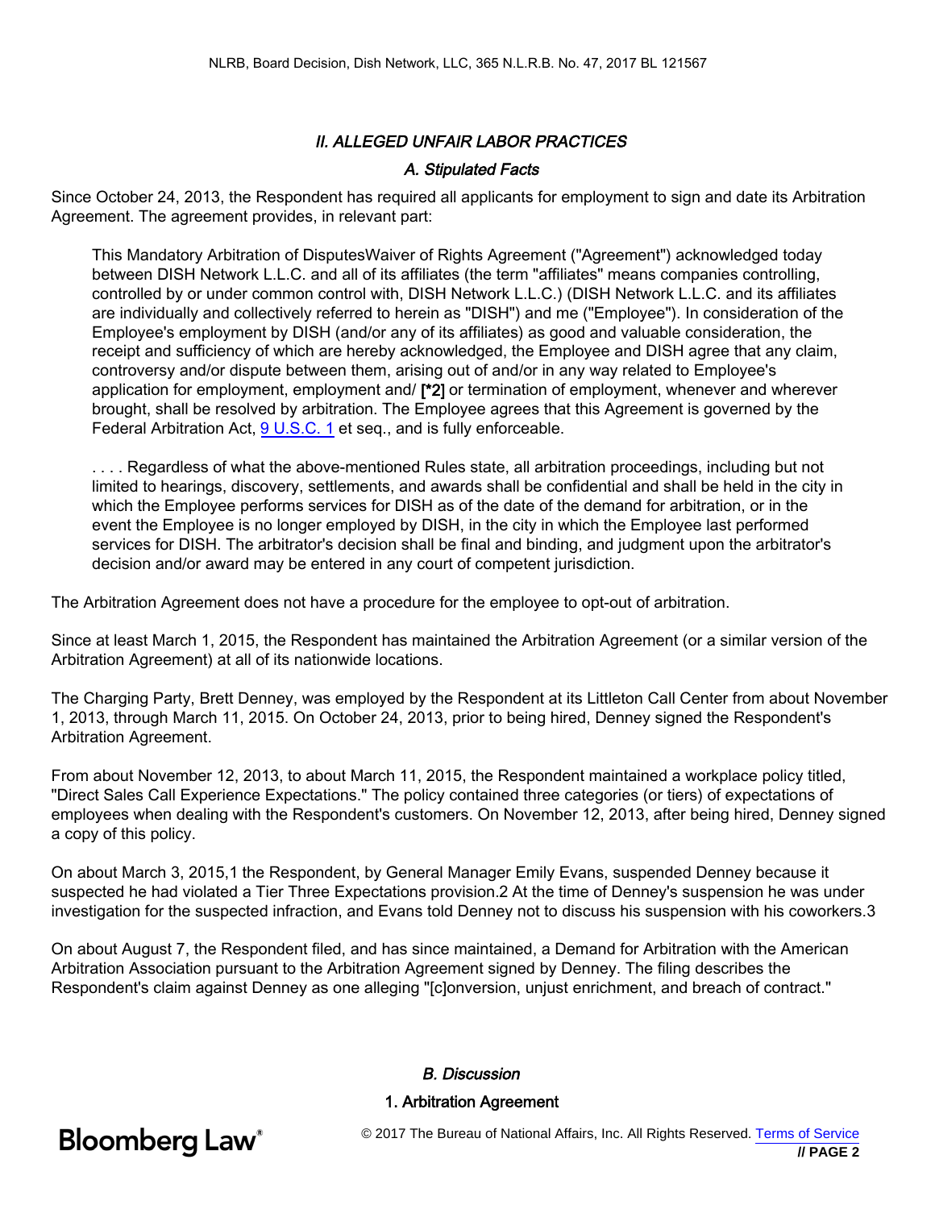## II. ALLEGED UNFAIR LABOR PRACTICES

### A. Stipulated Facts

Since October 24, 2013, the Respondent has required all applicants for employment to sign and date its Arbitration Agreement. The agreement provides, in relevant part:

> This Mandatory Arbitration of DisputesWaiver of Rights Agreement ("Agreement") acknowledged today between DISH Network L.L.C. and all of its affiliates (the term "affiliates" means companies controlling, controlled by or under common control with, DISH Network L.L.C.) (DISH Network L.L.C. and its affiliates are individually and collectively referred to herein as "DISH") and me ("Employee"). In consideration of the Employee's employment by DISH (and/or any of its affiliates) as good and valuable consideration, the receipt and sufficiency of which are hereby acknowledged, the Employee and DISH agree that any claim, controversy and/or dispute between them, arising out of and/or in any way related to Employee's application for employment, employment and/ **[*2]** or termination of employment, whenever and wherever brought, shall be resolved by arbitration. The Employee agrees that this Agreement is governed by the Federal Arbitration Act, 9 U.S.C. 1 et seq., and is fully enforceable.
>
> . . . . Regardless of what the above-mentioned Rules state, all arbitration proceedings, including but not limited to hearings, discovery, settlements, and awards shall be confidential and shall be held in the city in which the Employee performs services for DISH as of the date of the demand for arbitration, or in the event the Employee is no longer employed by DISH, in the city in which the Employee last performed services for DISH. The arbitrator's decision shall be final and binding, and judgment upon the arbitrator's decision and/or award may be entered in any court of competent jurisdiction.

The Arbitration Agreement does not have a procedure for the employee to opt-out of arbitration.

Since at least March 1, 2015, the Respondent has maintained the Arbitration Agreement (or a similar version of the Arbitration Agreement) at all of its nationwide locations.

The Charging Party, Brett Denney, was employed by the Respondent at its Littleton Call Center from about November 1, 2013, through March 11, 2015. On October 24, 2013, prior to being hired, Denney signed the Respondent's Arbitration Agreement.

From about November 12, 2013, to about March 11, 2015, the Respondent maintained a workplace policy titled, "Direct Sales Call Experience Expectations." The policy contained three categories (or tiers) of expectations of employees when dealing with the Respondent's customers. On November 12, 2013, after being hired, Denney signed a copy of this policy.

On about March 3, 2015,[1] the Respondent, by General Manager Emily Evans, suspended Denney because it suspected he had violated a Tier Three Expectations provision.[2] At the time of Denney's suspension he was under investigation for the suspected infraction, and Evans told Denney not to discuss his suspension with his coworkers.[3]

On about August 7, the Respondent filed, and has since maintained, a Demand for Arbitration with the American Arbitration Association pursuant to the Arbitration Agreement signed by Denney. The filing describes the Respondent's claim against Denney as one alleging "[c]onversion, unjust enrichment, and breach of contract."

### B. Discussion

#### 1. Arbitration Agreement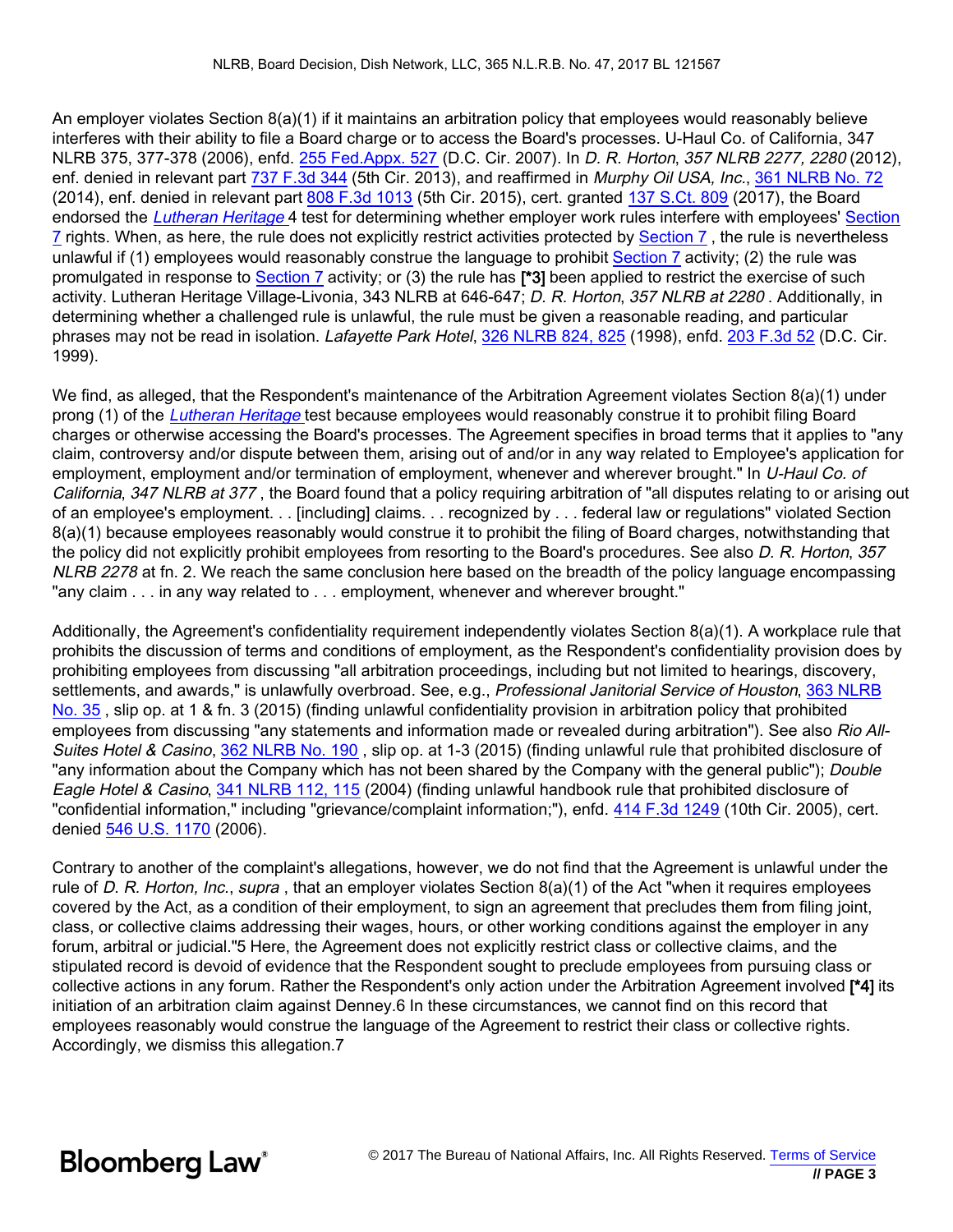An employer violates Section 8(a)(1) if it maintains an arbitration policy that employees would reasonably believe interferes with their ability to file a Board charge or to access the Board's processes. U-Haul Co. of California, 347 NLRB 375, 377-378 (2006), enfd. 255 Fed.Appx. 527 (D.C. Cir. 2007). In *D. R. Horton*, *357 NLRB 2277, 2280* (2012), enf. denied in relevant part 737 F.3d 344 (5th Cir. 2013), and reaffirmed in *Murphy Oil USA, Inc.*, 361 NLRB No. 72 (2014), enf. denied in relevant part 808 F.3d 1013 (5th Cir. 2015), cert. granted 137 S.Ct. 809 (2017), the Board endorsed the *Lutheran Heritage* 4 test for determining whether employer work rules interfere with employees' Section 7 rights. When, as here, the rule does not explicitly restrict activities protected by Section 7 , the rule is nevertheless unlawful if (1) employees would reasonably construe the language to prohibit Section 7 activity; (2) the rule was promulgated in response to Section 7 activity; or (3) the rule has [*3] been applied to restrict the exercise of such activity. Lutheran Heritage Village-Livonia, 343 NLRB at 646-647; *D. R. Horton*, *357 NLRB at 2280* . Additionally, in determining whether a challenged rule is unlawful, the rule must be given a reasonable reading, and particular phrases may not be read in isolation. *Lafayette Park Hotel*, 326 NLRB 824, 825 (1998), enfd. 203 F.3d 52 (D.C. Cir. 1999).

We find, as alleged, that the Respondent's maintenance of the Arbitration Agreement violates Section 8(a)(1) under prong (1) of the *Lutheran Heritage* test because employees would reasonably construe it to prohibit filing Board charges or otherwise accessing the Board's processes. The Agreement specifies in broad terms that it applies to "any claim, controversy and/or dispute between them, arising out of and/or in any way related to Employee's application for employment, employment and/or termination of employment, whenever and wherever brought." In *U-Haul Co. of California*, *347 NLRB at 377* , the Board found that a policy requiring arbitration of "all disputes relating to or arising out of an employee's employment. . . [including] claims. . . recognized by . . . federal law or regulations" violated Section 8(a)(1) because employees reasonably would construe it to prohibit the filing of Board charges, notwithstanding that the policy did not explicitly prohibit employees from resorting to the Board's procedures. See also *D. R. Horton*, *357 NLRB 2278* at fn. 2. We reach the same conclusion here based on the breadth of the policy language encompassing "any claim . . . in any way related to . . . employment, whenever and wherever brought."

Additionally, the Agreement's confidentiality requirement independently violates Section 8(a)(1). A workplace rule that prohibits the discussion of terms and conditions of employment, as the Respondent's confidentiality provision does by prohibiting employees from discussing "all arbitration proceedings, including but not limited to hearings, discovery, settlements, and awards," is unlawfully overbroad. See, e.g., *Professional Janitorial Service of Houston*, 363 NLRB No. 35 , slip op. at 1 & fn. 3 (2015) (finding unlawful confidentiality provision in arbitration policy that prohibited employees from discussing "any statements and information made or revealed during arbitration"). See also *Rio All-Suites Hotel & Casino*, 362 NLRB No. 190 , slip op. at 1-3 (2015) (finding unlawful rule that prohibited disclosure of "any information about the Company which has not been shared by the Company with the general public"); *Double Eagle Hotel & Casino*, 341 NLRB 112, 115 (2004) (finding unlawful handbook rule that prohibited disclosure of "confidential information," including "grievance/complaint information;"), enfd. 414 F.3d 1249 (10th Cir. 2005), cert. denied 546 U.S. 1170 (2006).

Contrary to another of the complaint's allegations, however, we do not find that the Agreement is unlawful under the rule of *D. R. Horton, Inc.*, *supra* , that an employer violates Section 8(a)(1) of the Act "when it requires employees covered by the Act, as a condition of their employment, to sign an agreement that precludes them from filing joint, class, or collective claims addressing their wages, hours, or other working conditions against the employer in any forum, arbitral or judicial."5 Here, the Agreement does not explicitly restrict class or collective claims, and the stipulated record is devoid of evidence that the Respondent sought to preclude employees from pursuing class or collective actions in any forum. Rather the Respondent's only action under the Arbitration Agreement involved [*4] its initiation of an arbitration claim against Denney.6 In these circumstances, we cannot find on this record that employees reasonably would construe the language of the Agreement to restrict their class or collective rights. Accordingly, we dismiss this allegation.7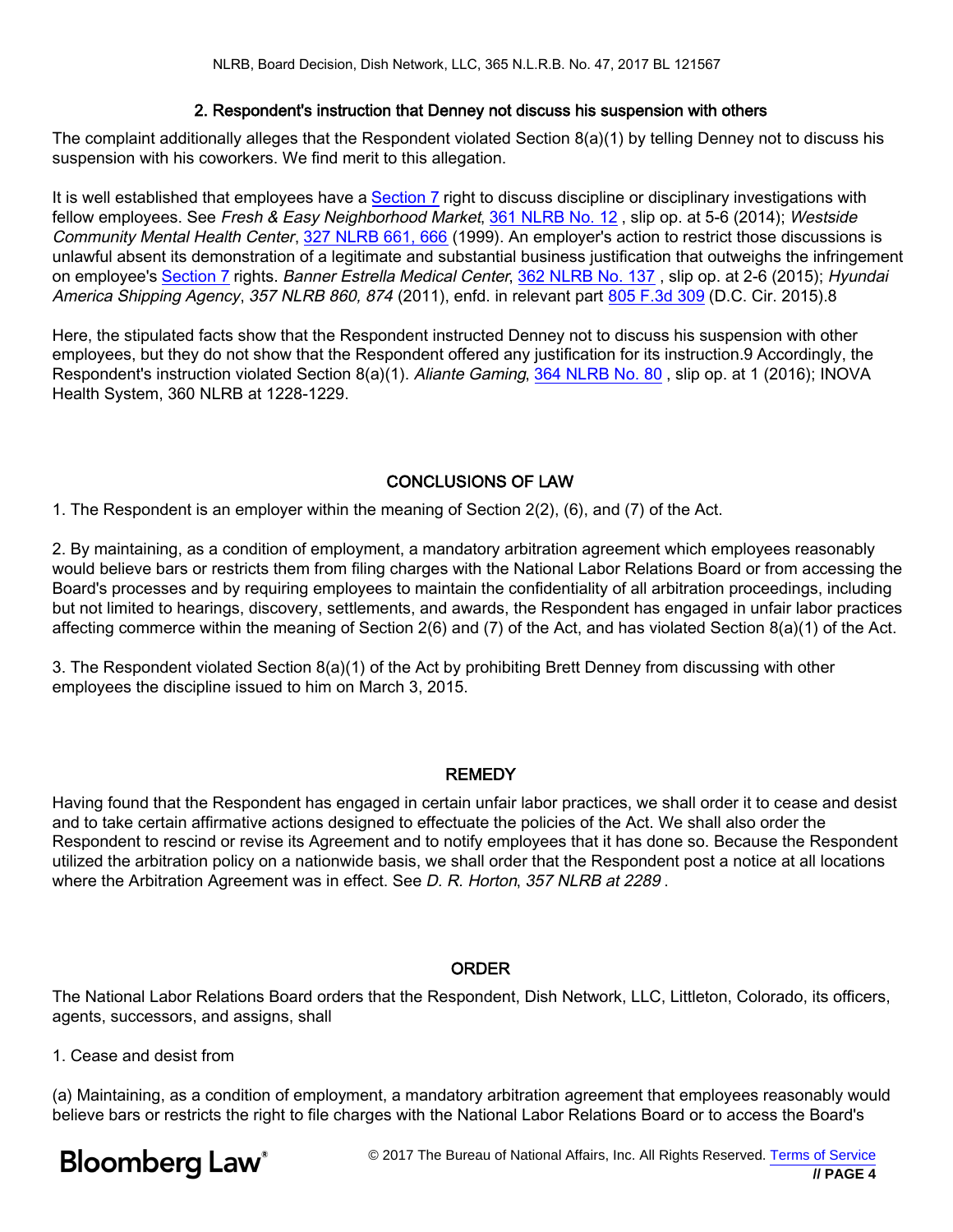### 2. Respondent's instruction that Denney not discuss his suspension with others

The complaint additionally alleges that the Respondent violated Section 8(a)(1) by telling Denney not to discuss his suspension with his coworkers. We find merit to this allegation.

It is well established that employees have a Section 7 right to discuss discipline or disciplinary investigations with fellow employees. See *Fresh & Easy Neighborhood Market*, 361 NLRB No. 12 , slip op. at 5-6 (2014); *Westside Community Mental Health Center*, 327 NLRB 661, 666 (1999). An employer's action to restrict those discussions is unlawful absent its demonstration of a legitimate and substantial business justification that outweighs the infringement on employee's Section 7 rights. *Banner Estrella Medical Center*, 362 NLRB No. 137 , slip op. at 2-6 (2015); *Hyundai America Shipping Agency*, *357 NLRB 860, 874* (2011), enfd. in relevant part 805 F.3d 309 (D.C. Cir. 2015).8

Here, the stipulated facts show that the Respondent instructed Denney not to discuss his suspension with other employees, but they do not show that the Respondent offered any justification for its instruction.9 Accordingly, the Respondent's instruction violated Section 8(a)(1). *Aliante Gaming*, 364 NLRB No. 80 , slip op. at 1 (2016); INOVA Health System, 360 NLRB at 1228-1229.

## CONCLUSIONS OF LAW

1. The Respondent is an employer within the meaning of Section 2(2), (6), and (7) of the Act.

2. By maintaining, as a condition of employment, a mandatory arbitration agreement which employees reasonably would believe bars or restricts them from filing charges with the National Labor Relations Board or from accessing the Board's processes and by requiring employees to maintain the confidentiality of all arbitration proceedings, including but not limited to hearings, discovery, settlements, and awards, the Respondent has engaged in unfair labor practices affecting commerce within the meaning of Section 2(6) and (7) of the Act, and has violated Section 8(a)(1) of the Act.

3. The Respondent violated Section 8(a)(1) of the Act by prohibiting Brett Denney from discussing with other employees the discipline issued to him on March 3, 2015.

## REMEDY

Having found that the Respondent has engaged in certain unfair labor practices, we shall order it to cease and desist and to take certain affirmative actions designed to effectuate the policies of the Act. We shall also order the Respondent to rescind or revise its Agreement and to notify employees that it has done so. Because the Respondent utilized the arbitration policy on a nationwide basis, we shall order that the Respondent post a notice at all locations where the Arbitration Agreement was in effect. See *D. R. Horton*, *357 NLRB at 2289* .

## ORDER

The National Labor Relations Board orders that the Respondent, Dish Network, LLC, Littleton, Colorado, its officers, agents, successors, and assigns, shall

1. Cease and desist from

(a) Maintaining, as a condition of employment, a mandatory arbitration agreement that employees reasonably would believe bars or restricts the right to file charges with the National Labor Relations Board or to access the Board's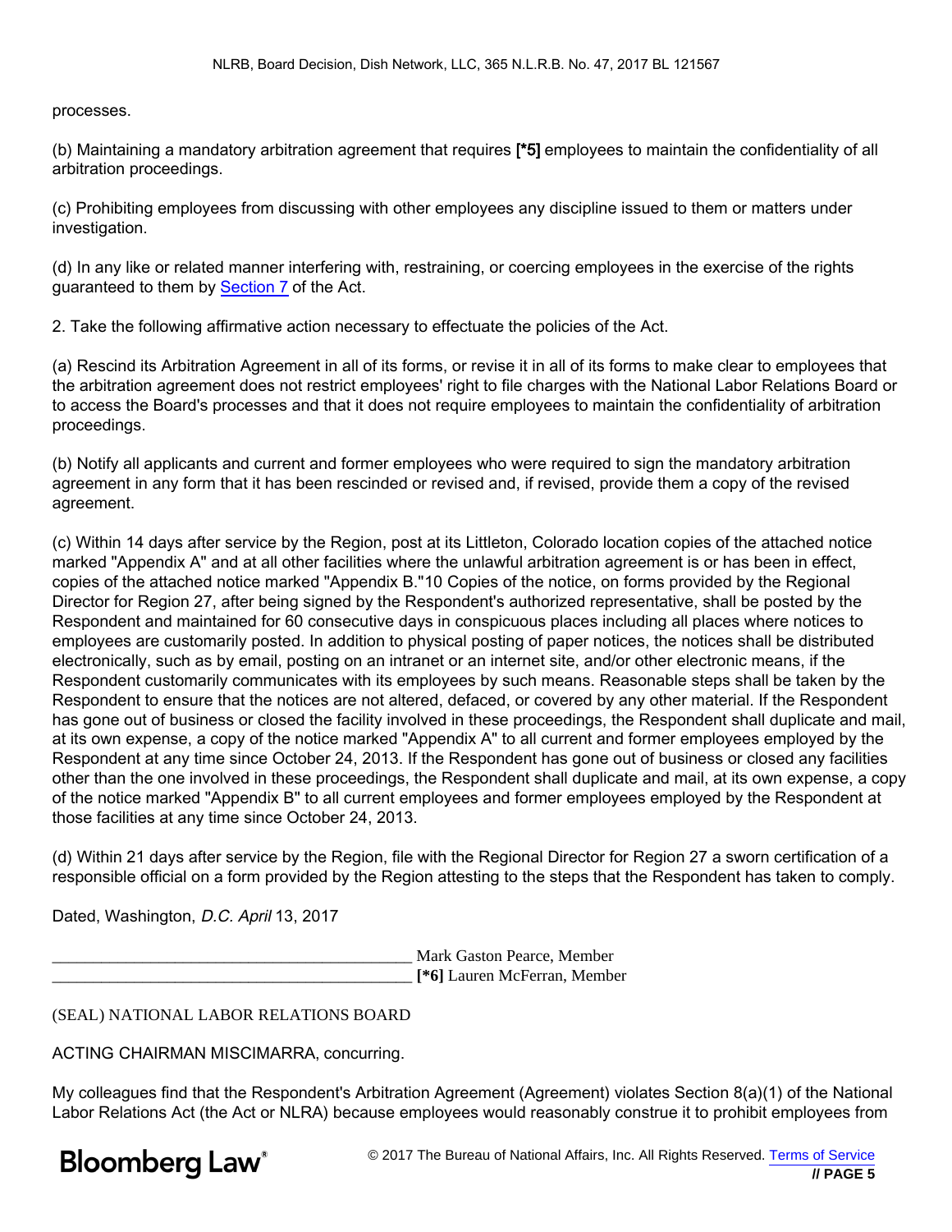processes.

(b) Maintaining a mandatory arbitration agreement that requires **[*5]** employees to maintain the confidentiality of all arbitration proceedings.

(c) Prohibiting employees from discussing with other employees any discipline issued to them or matters under investigation.

(d) In any like or related manner interfering with, restraining, or coercing employees in the exercise of the rights guaranteed to them by Section 7 of the Act.

2. Take the following affirmative action necessary to effectuate the policies of the Act.

(a) Rescind its Arbitration Agreement in all of its forms, or revise it in all of its forms to make clear to employees that the arbitration agreement does not restrict employees' right to file charges with the National Labor Relations Board or to access the Board's processes and that it does not require employees to maintain the confidentiality of arbitration proceedings.

(b) Notify all applicants and current and former employees who were required to sign the mandatory arbitration agreement in any form that it has been rescinded or revised and, if revised, provide them a copy of the revised agreement.

(c) Within 14 days after service by the Region, post at its Littleton, Colorado location copies of the attached notice marked "Appendix A" and at all other facilities where the unlawful arbitration agreement is or has been in effect, copies of the attached notice marked "Appendix B."10 Copies of the notice, on forms provided by the Regional Director for Region 27, after being signed by the Respondent's authorized representative, shall be posted by the Respondent and maintained for 60 consecutive days in conspicuous places including all places where notices to employees are customarily posted. In addition to physical posting of paper notices, the notices shall be distributed electronically, such as by email, posting on an intranet or an internet site, and/or other electronic means, if the Respondent customarily communicates with its employees by such means. Reasonable steps shall be taken by the Respondent to ensure that the notices are not altered, defaced, or covered by any other material. If the Respondent has gone out of business or closed the facility involved in these proceedings, the Respondent shall duplicate and mail, at its own expense, a copy of the notice marked "Appendix A" to all current and former employees employed by the Respondent at any time since October 24, 2013. If the Respondent has gone out of business or closed any facilities other than the one involved in these proceedings, the Respondent shall duplicate and mail, at its own expense, a copy of the notice marked "Appendix B" to all current employees and former employees employed by the Respondent at those facilities at any time since October 24, 2013.

(d) Within 21 days after service by the Region, file with the Regional Director for Region 27 a sworn certification of a responsible official on a form provided by the Region attesting to the steps that the Respondent has taken to comply.

Dated, Washington, *D.C. April* 13, 2017

__________________________________________ Mark Gaston Pearce, Member
__________________________________________ **[*6]** Lauren McFerran, Member

(SEAL) NATIONAL LABOR RELATIONS BOARD

ACTING CHAIRMAN MISCIMARRA, concurring.

My colleagues find that the Respondent's Arbitration Agreement (Agreement) violates Section 8(a)(1) of the National Labor Relations Act (the Act or NLRA) because employees would reasonably construe it to prohibit employees from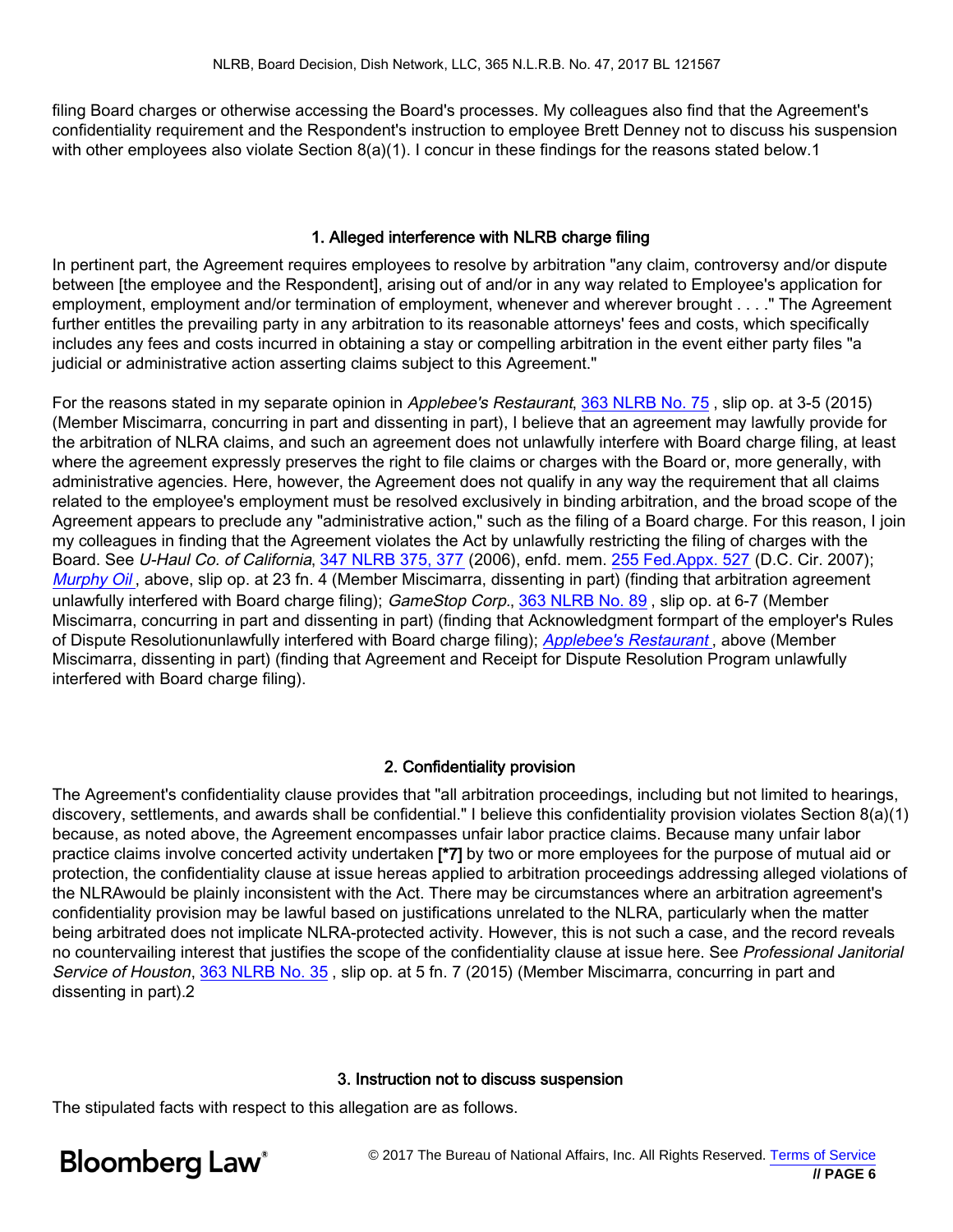filing Board charges or otherwise accessing the Board's processes. My colleagues also find that the Agreement's confidentiality requirement and the Respondent's instruction to employee Brett Denney not to discuss his suspension with other employees also violate Section 8(a)(1). I concur in these findings for the reasons stated below.1

### 1. Alleged interference with NLRB charge filing

In pertinent part, the Agreement requires employees to resolve by arbitration "any claim, controversy and/or dispute between [the employee and the Respondent], arising out of and/or in any way related to Employee's application for employment, employment and/or termination of employment, whenever and wherever brought . . . ." The Agreement further entitles the prevailing party in any arbitration to its reasonable attorneys' fees and costs, which specifically includes any fees and costs incurred in obtaining a stay or compelling arbitration in the event either party files "a judicial or administrative action asserting claims subject to this Agreement."

For the reasons stated in my separate opinion in *Applebee's Restaurant*, 363 NLRB No. 75 , slip op. at 3-5 (2015) (Member Miscimarra, concurring in part and dissenting in part), I believe that an agreement may lawfully provide for the arbitration of NLRA claims, and such an agreement does not unlawfully interfere with Board charge filing, at least where the agreement expressly preserves the right to file claims or charges with the Board or, more generally, with administrative agencies. Here, however, the Agreement does not qualify in any way the requirement that all claims related to the employee's employment must be resolved exclusively in binding arbitration, and the broad scope of the Agreement appears to preclude any "administrative action," such as the filing of a Board charge. For this reason, I join my colleagues in finding that the Agreement violates the Act by unlawfully restricting the filing of charges with the Board. See *U-Haul Co. of California*, 347 NLRB 375, 377 (2006), enfd. mem. 255 Fed.Appx. 527 (D.C. Cir. 2007); *Murphy Oil* , above, slip op. at 23 fn. 4 (Member Miscimarra, dissenting in part) (finding that arbitration agreement unlawfully interfered with Board charge filing); *GameStop Corp.*, 363 NLRB No. 89 , slip op. at 6-7 (Member Miscimarra, concurring in part and dissenting in part) (finding that Acknowledgment formpart of the employer's Rules of Dispute Resolutionunlawfully interfered with Board charge filing); *Applebee's Restaurant* , above (Member Miscimarra, dissenting in part) (finding that Agreement and Receipt for Dispute Resolution Program unlawfully interfered with Board charge filing).

### 2. Confidentiality provision

The Agreement's confidentiality clause provides that "all arbitration proceedings, including but not limited to hearings, discovery, settlements, and awards shall be confidential." I believe this confidentiality provision violates Section 8(a)(1) because, as noted above, the Agreement encompasses unfair labor practice claims. Because many unfair labor practice claims involve concerted activity undertaken **[*7]** by two or more employees for the purpose of mutual aid or protection, the confidentiality clause at issue hereas applied to arbitration proceedings addressing alleged violations of the NLRAwould be plainly inconsistent with the Act. There may be circumstances where an arbitration agreement's confidentiality provision may be lawful based on justifications unrelated to the NLRA, particularly when the matter being arbitrated does not implicate NLRA-protected activity. However, this is not such a case, and the record reveals no countervailing interest that justifies the scope of the confidentiality clause at issue here. See *Professional Janitorial Service of Houston*, 363 NLRB No. 35 , slip op. at 5 fn. 7 (2015) (Member Miscimarra, concurring in part and dissenting in part).2

### 3. Instruction not to discuss suspension

The stipulated facts with respect to this allegation are as follows.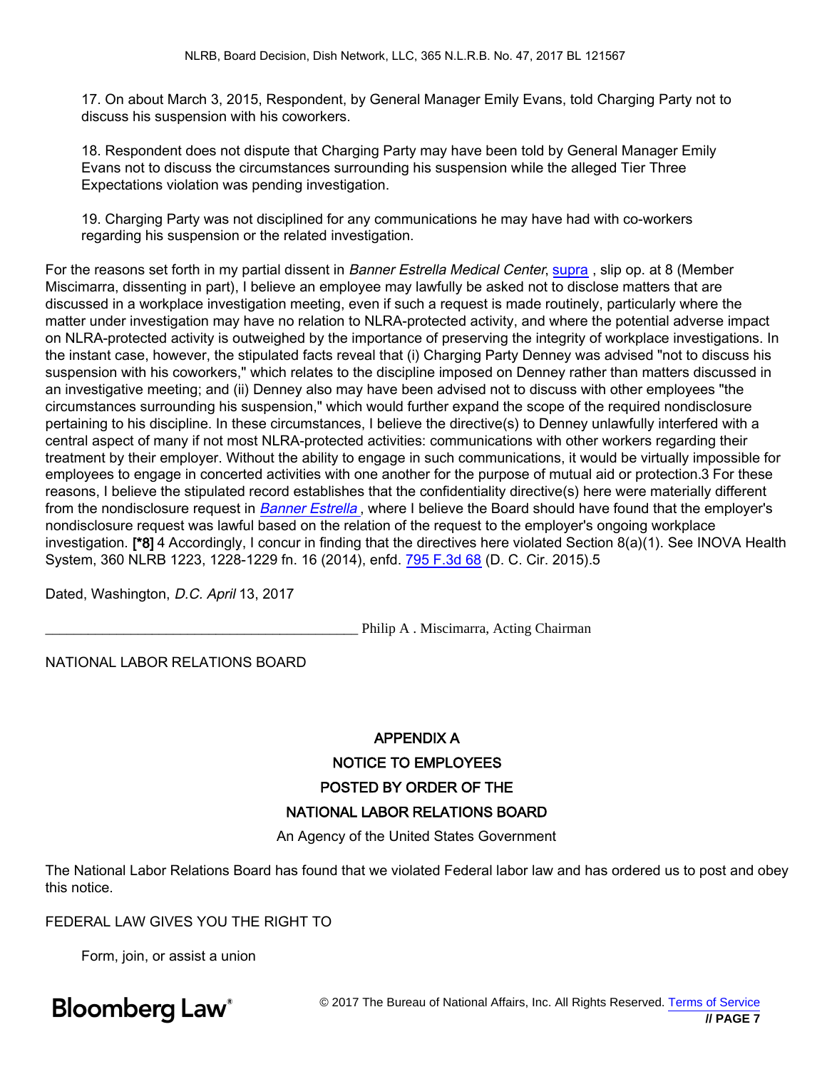17. On about March 3, 2015, Respondent, by General Manager Emily Evans, told Charging Party not to discuss his suspension with his coworkers.

18. Respondent does not dispute that Charging Party may have been told by General Manager Emily Evans not to discuss the circumstances surrounding his suspension while the alleged Tier Three Expectations violation was pending investigation.

19. Charging Party was not disciplined for any communications he may have had with co-workers regarding his suspension or the related investigation.

For the reasons set forth in my partial dissent in *Banner Estrella Medical Center*, supra , slip op. at 8 (Member Miscimarra, dissenting in part), I believe an employee may lawfully be asked not to disclose matters that are discussed in a workplace investigation meeting, even if such a request is made routinely, particularly where the matter under investigation may have no relation to NLRA-protected activity, and where the potential adverse impact on NLRA-protected activity is outweighed by the importance of preserving the integrity of workplace investigations. In the instant case, however, the stipulated facts reveal that (i) Charging Party Denney was advised "not to discuss his suspension with his coworkers," which relates to the discipline imposed on Denney rather than matters discussed in an investigative meeting; and (ii) Denney also may have been advised not to discuss with other employees "the circumstances surrounding his suspension," which would further expand the scope of the required nondisclosure pertaining to his discipline. In these circumstances, I believe the directive(s) to Denney unlawfully interfered with a central aspect of many if not most NLRA-protected activities: communications with other workers regarding their treatment by their employer. Without the ability to engage in such communications, it would be virtually impossible for employees to engage in concerted activities with one another for the purpose of mutual aid or protection.3 For these reasons, I believe the stipulated record establishes that the confidentiality directive(s) here were materially different from the nondisclosure request in *Banner Estrella* , where I believe the Board should have found that the employer's nondisclosure request was lawful based on the relation of the request to the employer's ongoing workplace investigation. **[*8]** 4 Accordingly, I concur in finding that the directives here violated Section 8(a)(1). See INOVA Health System, 360 NLRB 1223, 1228-1229 fn. 16 (2014), enfd. 795 F.3d 68 (D. C. Cir. 2015).5

Dated, Washington, *D.C. April* 13, 2017

__________________________________________ Philip A . Miscimarra, Acting Chairman

NATIONAL LABOR RELATIONS BOARD

## APPENDIX A

## NOTICE TO EMPLOYEES

## POSTED BY ORDER OF THE

## NATIONAL LABOR RELATIONS BOARD

An Agency of the United States Government

The National Labor Relations Board has found that we violated Federal labor law and has ordered us to post and obey this notice.

FEDERAL LAW GIVES YOU THE RIGHT TO

Form, join, or assist a union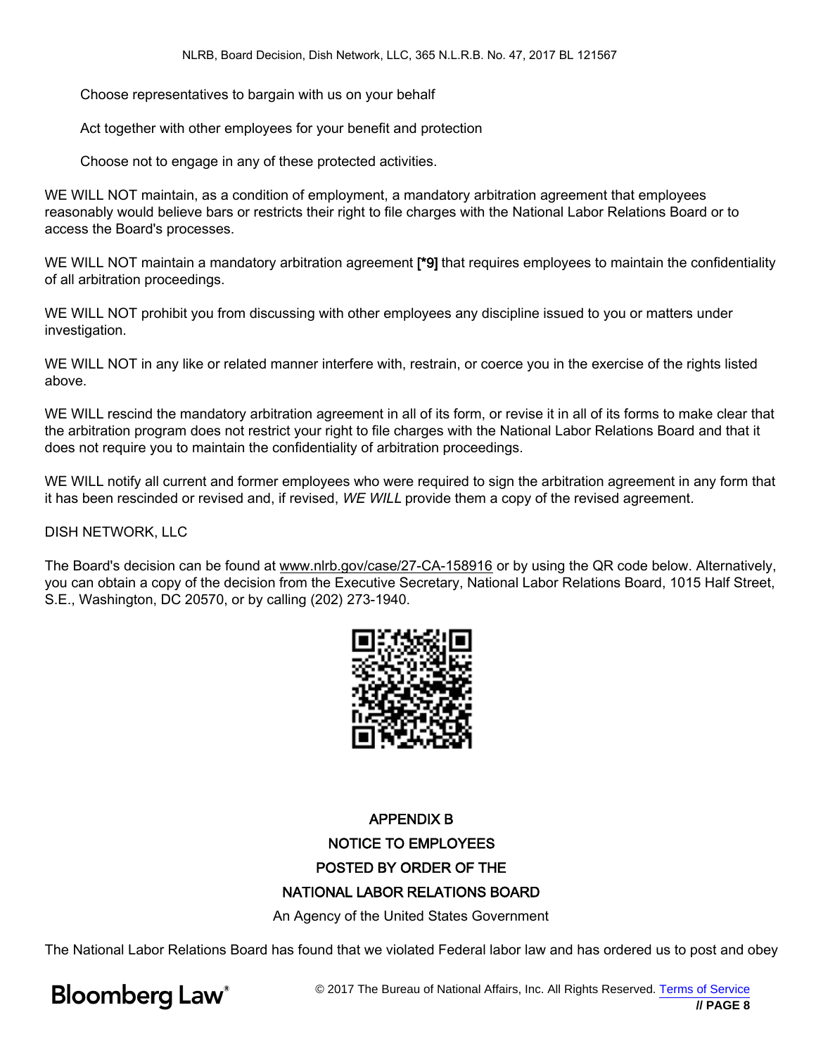Choose representatives to bargain with us on your behalf

Act together with other employees for your benefit and protection

Choose not to engage in any of these protected activities.

WE WILL NOT maintain, as a condition of employment, a mandatory arbitration agreement that employees reasonably would believe bars or restricts their right to file charges with the National Labor Relations Board or to access the Board's processes.

WE WILL NOT maintain a mandatory arbitration agreement **[*9]** that requires employees to maintain the confidentiality of all arbitration proceedings.

WE WILL NOT prohibit you from discussing with other employees any discipline issued to you or matters under investigation.

WE WILL NOT in any like or related manner interfere with, restrain, or coerce you in the exercise of the rights listed above.

WE WILL rescind the mandatory arbitration agreement in all of its form, or revise it in all of its forms to make clear that the arbitration program does not restrict your right to file charges with the National Labor Relations Board and that it does not require you to maintain the confidentiality of arbitration proceedings.

WE WILL notify all current and former employees who were required to sign the arbitration agreement in any form that it has been rescinded or revised and, if revised, *WE WILL* provide them a copy of the revised agreement.

DISH NETWORK, LLC

The Board's decision can be found at www.nlrb.gov/case/27-CA-158916 or by using the QR code below. Alternatively, you can obtain a copy of the decision from the Executive Secretary, National Labor Relations Board, 1015 Half Street, S.E., Washington, DC 20570, or by calling (202) 273-1940.

## APPENDIX B

## NOTICE TO EMPLOYEES

## POSTED BY ORDER OF THE

## NATIONAL LABOR RELATIONS BOARD

An Agency of the United States Government

The National Labor Relations Board has found that we violated Federal labor law and has ordered us to post and obey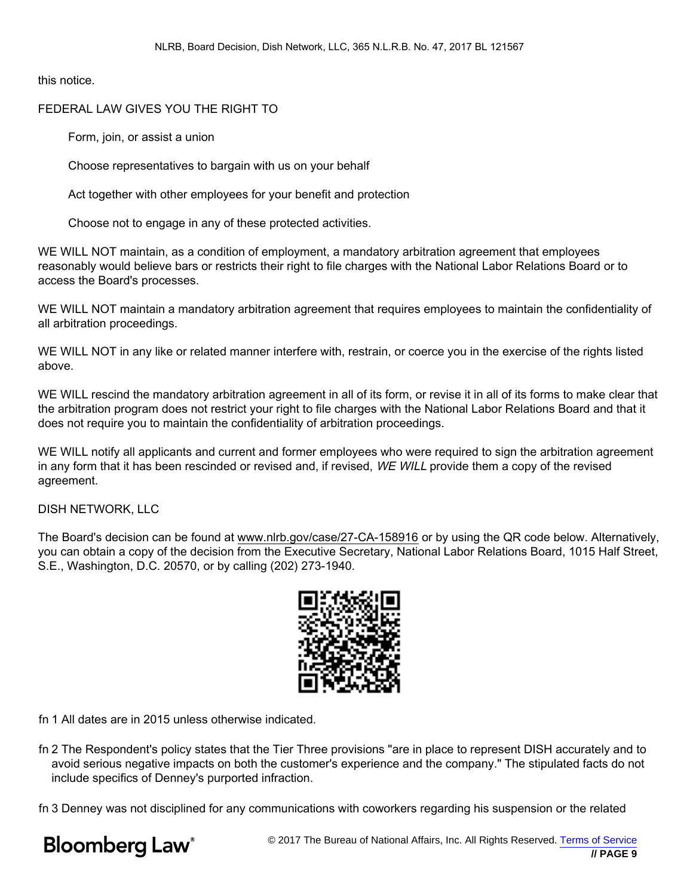this notice.

FEDERAL LAW GIVES YOU THE RIGHT TO

Form, join, or assist a union

Choose representatives to bargain with us on your behalf

Act together with other employees for your benefit and protection

Choose not to engage in any of these protected activities.

WE WILL NOT maintain, as a condition of employment, a mandatory arbitration agreement that employees reasonably would believe bars or restricts their right to file charges with the National Labor Relations Board or to access the Board's processes.

WE WILL NOT maintain a mandatory arbitration agreement that requires employees to maintain the confidentiality of all arbitration proceedings.

WE WILL NOT in any like or related manner interfere with, restrain, or coerce you in the exercise of the rights listed above.

WE WILL rescind the mandatory arbitration agreement in all of its form, or revise it in all of its forms to make clear that the arbitration program does not restrict your right to file charges with the National Labor Relations Board and that it does not require you to maintain the confidentiality of arbitration proceedings.

WE WILL notify all applicants and current and former employees who were required to sign the arbitration agreement in any form that it has been rescinded or revised and, if revised, *WE WILL* provide them a copy of the revised agreement.

DISH NETWORK, LLC

The Board's decision can be found at www.nlrb.gov/case/27-CA-158916 or by using the QR code below. Alternatively, you can obtain a copy of the decision from the Executive Secretary, National Labor Relations Board, 1015 Half Street, S.E., Washington, D.C. 20570, or by calling (202) 273-1940.

fn 1 All dates are in 2015 unless otherwise indicated.

fn 2 The Respondent's policy states that the Tier Three provisions "are in place to represent DISH accurately and to avoid serious negative impacts on both the customer's experience and the company." The stipulated facts do not include specifics of Denney's purported infraction.

fn 3 Denney was not disciplined for any communications with coworkers regarding his suspension or the related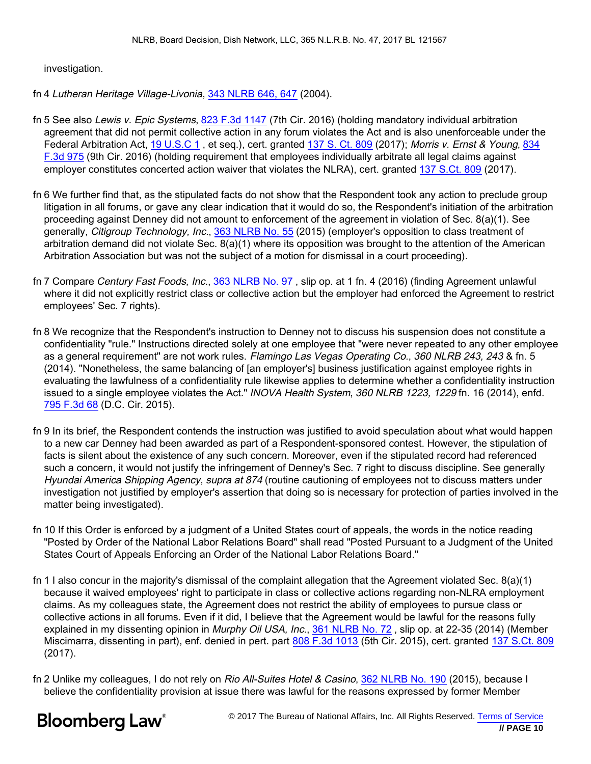investigation.

fn 4 *Lutheran Heritage Village-Livonia*, 343 NLRB 646, 647 (2004).

fn 5 See also *Lewis v. Epic Systems*, 823 F.3d 1147 (7th Cir. 2016) (holding mandatory individual arbitration agreement that did not permit collective action in any forum violates the Act and is also unenforceable under the Federal Arbitration Act, 19 U.S.C 1 , et seq.), cert. granted 137 S. Ct. 809 (2017); *Morris v. Ernst & Young*, 834 F.3d 975 (9th Cir. 2016) (holding requirement that employees individually arbitrate all legal claims against employer constitutes concerted action waiver that violates the NLRA), cert. granted 137 S.Ct. 809 (2017).

fn 6 We further find that, as the stipulated facts do not show that the Respondent took any action to preclude group litigation in all forums, or gave any clear indication that it would do so, the Respondent's initiation of the arbitration proceeding against Denney did not amount to enforcement of the agreement in violation of Sec. 8(a)(1). See generally, *Citigroup Technology, Inc.*, 363 NLRB No. 55 (2015) (employer's opposition to class treatment of arbitration demand did not violate Sec. 8(a)(1) where its opposition was brought to the attention of the American Arbitration Association but was not the subject of a motion for dismissal in a court proceeding).

fn 7 Compare *Century Fast Foods, Inc.*, 363 NLRB No. 97 , slip op. at 1 fn. 4 (2016) (finding Agreement unlawful where it did not explicitly restrict class or collective action but the employer had enforced the Agreement to restrict employees' Sec. 7 rights).

fn 8 We recognize that the Respondent's instruction to Denney not to discuss his suspension does not constitute a confidentiality "rule." Instructions directed solely at one employee that "were never repeated to any other employee as a general requirement" are not work rules. *Flamingo Las Vegas Operating Co.*, *360 NLRB 243, 243* & fn. 5 (2014). "Nonetheless, the same balancing of [an employer's] business justification against employee rights in evaluating the lawfulness of a confidentiality rule likewise applies to determine whether a confidentiality instruction issued to a single employee violates the Act." *INOVA Health System*, *360 NLRB 1223, 1229* fn. 16 (2014), enfd. 795 F.3d 68 (D.C. Cir. 2015).

fn 9 In its brief, the Respondent contends the instruction was justified to avoid speculation about what would happen to a new car Denney had been awarded as part of a Respondent-sponsored contest. However, the stipulation of facts is silent about the existence of any such concern. Moreover, even if the stipulated record had referenced such a concern, it would not justify the infringement of Denney's Sec. 7 right to discuss discipline. See generally *Hyundai America Shipping Agency*, *supra at 874* (routine cautioning of employees not to discuss matters under investigation not justified by employer's assertion that doing so is necessary for protection of parties involved in the matter being investigated).

fn 10 If this Order is enforced by a judgment of a United States court of appeals, the words in the notice reading "Posted by Order of the National Labor Relations Board" shall read "Posted Pursuant to a Judgment of the United States Court of Appeals Enforcing an Order of the National Labor Relations Board."

fn 1 I also concur in the majority's dismissal of the complaint allegation that the Agreement violated Sec. 8(a)(1) because it waived employees' right to participate in class or collective actions regarding non-NLRA employment claims. As my colleagues state, the Agreement does not restrict the ability of employees to pursue class or collective actions in all forums. Even if it did, I believe that the Agreement would be lawful for the reasons fully explained in my dissenting opinion in *Murphy Oil USA, Inc.*, 361 NLRB No. 72 , slip op. at 22-35 (2014) (Member Miscimarra, dissenting in part), enf. denied in pert. part 808 F.3d 1013 (5th Cir. 2015), cert. granted 137 S.Ct. 809 (2017).

fn 2 Unlike my colleagues, I do not rely on *Rio All-Suites Hotel & Casino*, 362 NLRB No. 190 (2015), because I believe the confidentiality provision at issue there was lawful for the reasons expressed by former Member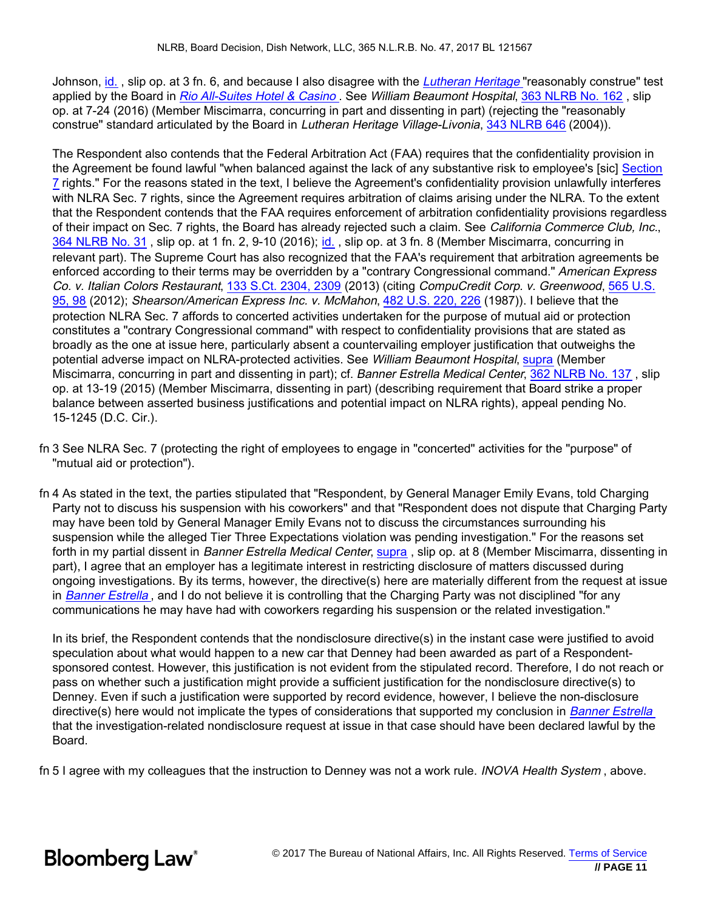Johnson, id. , slip op. at 3 fn. 6, and because I also disagree with the *Lutheran Heritage* "reasonably construe" test applied by the Board in *Rio All-Suites Hotel & Casino* . See *William Beaumont Hospital*, 363 NLRB No. 162 , slip op. at 7-24 (2016) (Member Miscimarra, concurring in part and dissenting in part) (rejecting the "reasonably construe" standard articulated by the Board in *Lutheran Heritage Village-Livonia*, 343 NLRB 646 (2004)).

The Respondent also contends that the Federal Arbitration Act (FAA) requires that the confidentiality provision in the Agreement be found lawful "when balanced against the lack of any substantive risk to employee's [sic] Section 7 rights." For the reasons stated in the text, I believe the Agreement's confidentiality provision unlawfully interferes with NLRA Sec. 7 rights, since the Agreement requires arbitration of claims arising under the NLRA. To the extent that the Respondent contends that the FAA requires enforcement of arbitration confidentiality provisions regardless of their impact on Sec. 7 rights, the Board has already rejected such a claim. See *California Commerce Club, Inc.*, 364 NLRB No. 31 , slip op. at 1 fn. 2, 9-10 (2016); id. , slip op. at 3 fn. 8 (Member Miscimarra, concurring in relevant part). The Supreme Court has also recognized that the FAA's requirement that arbitration agreements be enforced according to their terms may be overridden by a "contrary Congressional command." *American Express Co. v. Italian Colors Restaurant*, 133 S.Ct. 2304, 2309 (2013) (citing *CompuCredit Corp. v. Greenwood*, 565 U.S. 95, 98 (2012); *Shearson/American Express Inc. v. McMahon*, 482 U.S. 220, 226 (1987)). I believe that the protection NLRA Sec. 7 affords to concerted activities undertaken for the purpose of mutual aid or protection constitutes a "contrary Congressional command" with respect to confidentiality provisions that are stated as broadly as the one at issue here, particularly absent a countervailing employer justification that outweighs the potential adverse impact on NLRA-protected activities. See *William Beaumont Hospital*, supra (Member Miscimarra, concurring in part and dissenting in part); cf. *Banner Estrella Medical Center*, 362 NLRB No. 137 , slip op. at 13-19 (2015) (Member Miscimarra, dissenting in part) (describing requirement that Board strike a proper balance between asserted business justifications and potential impact on NLRA rights), appeal pending No. 15-1245 (D.C. Cir.).

fn 3 See NLRA Sec. 7 (protecting the right of employees to engage in "concerted" activities for the "purpose" of "mutual aid or protection").

fn 4 As stated in the text, the parties stipulated that "Respondent, by General Manager Emily Evans, told Charging Party not to discuss his suspension with his coworkers" and that "Respondent does not dispute that Charging Party may have been told by General Manager Emily Evans not to discuss the circumstances surrounding his suspension while the alleged Tier Three Expectations violation was pending investigation." For the reasons set forth in my partial dissent in *Banner Estrella Medical Center*, supra , slip op. at 8 (Member Miscimarra, dissenting in part), I agree that an employer has a legitimate interest in restricting disclosure of matters discussed during ongoing investigations. By its terms, however, the directive(s) here are materially different from the request at issue in *Banner Estrella* , and I do not believe it is controlling that the Charging Party was not disciplined "for any communications he may have had with coworkers regarding his suspension or the related investigation."

In its brief, the Respondent contends that the nondisclosure directive(s) in the instant case were justified to avoid speculation about what would happen to a new car that Denney had been awarded as part of a Respondent-sponsored contest. However, this justification is not evident from the stipulated record. Therefore, I do not reach or pass on whether such a justification might provide a sufficient justification for the nondisclosure directive(s) to Denney. Even if such a justification were supported by record evidence, however, I believe the non-disclosure directive(s) here would not implicate the types of considerations that supported my conclusion in *Banner Estrella* that the investigation-related nondisclosure request at issue in that case should have been declared lawful by the Board.

fn 5 I agree with my colleagues that the instruction to Denney was not a work rule. *INOVA Health System* , above.